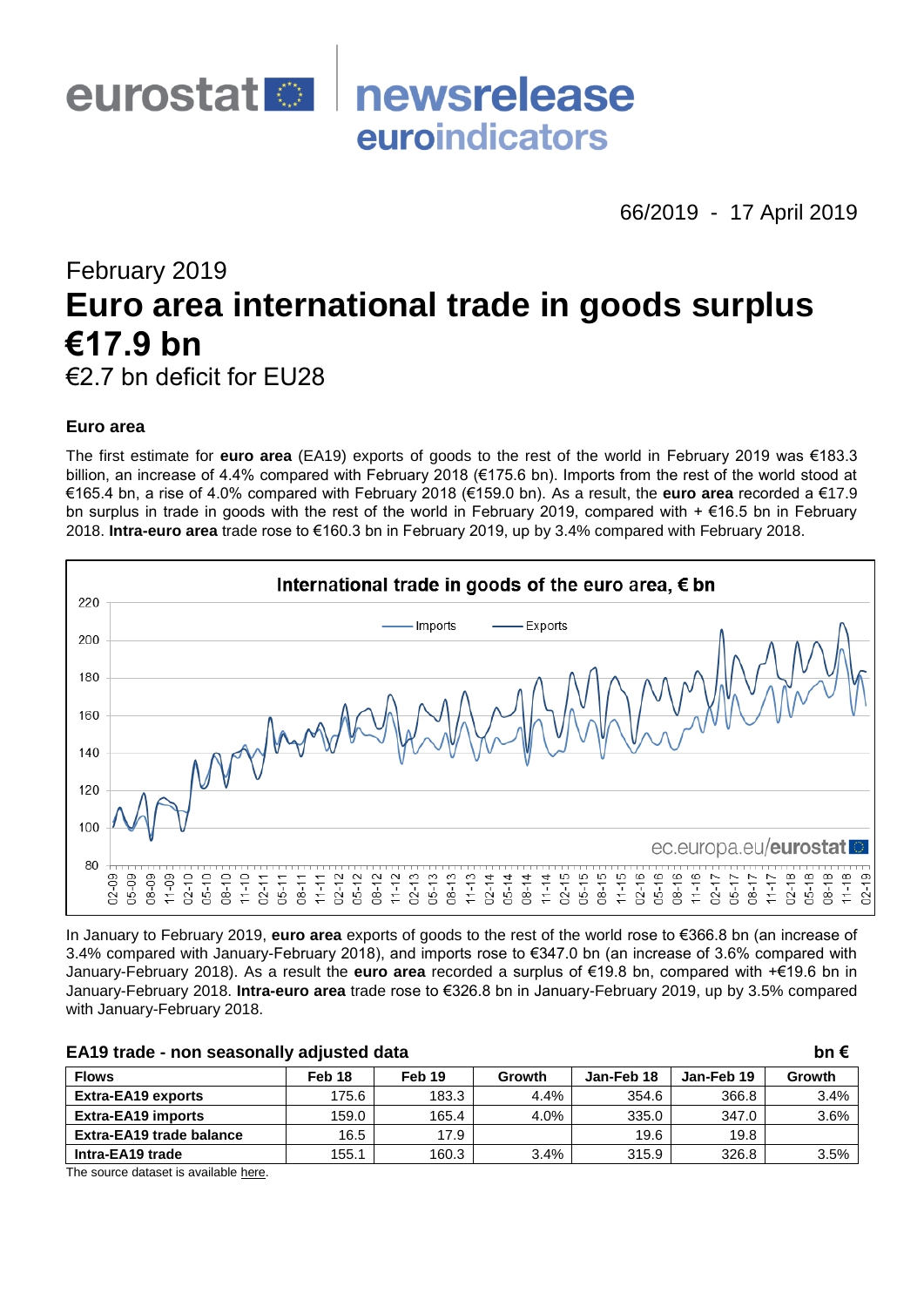eurostat newsrelease euroindicators

66/2019 - 17 April 2019

February 2019

# Euro area international trade in goods surplus €17.9 bn

€2.7 bn deficit for EU28

### Euro area

The first estimate for **euro area** (EA19) exports of goods to the rest of the world in February 2019 was €183.3 billion, an increase of 4.4% compared with February 2018 (€175.6 bn). Imports from the rest of the world stood at €165.4 bn, a rise of 4.0% compared with February 2018 (€159.0 bn). As a result, the **euro area** recorded a €17.9 bn surplus in trade in goods with the rest of the world in February 2019, compared with + €16.5 bn in February 2018. **Intra-euro area** trade rose to €160.3 bn in February 2019, up by 3.4% compared with February 2018.

International trade in goods of the euro area, € bn

In January to February 2019, **euro area** exports of goods to the rest of the world rose to €366.8 bn (an increase of 3.4% compared with January-February 2018), and imports rose to €347.0 bn (an increase of 3.6% compared with January-February 2018). As a result the **euro area** recorded a surplus of €19.8 bn, compared with +€19.6 bn in January-February 2018. **Intra-euro area** trade rose to €326.8 bn in January-February 2019, up by 3.5% compared with January-February 2018.

**EA19 trade - non seasonally adjusted data** bn €

| Flows | Feb 18 | Feb 19 | Growth | Jan-Feb 18 | Jan-Feb 19 | Growth |
|---|---|---|---|---|---|---|
| Extra-EA19 exports | 175.6 | 183.3 | 4.4% | 354.6 | 366.8 | 3.4% |
| Extra-EA19 imports | 159.0 | 165.4 | 4.0% | 335.0 | 347.0 | 3.6% |
| Extra-EA19 trade balance | 16.5 | 17.9 | | 19.6 | 19.8 | |
| Intra-EA19 trade | 155.1 | 160.3 | 3.4% | 315.9 | 326.8 | 3.5% |

The source dataset is available here.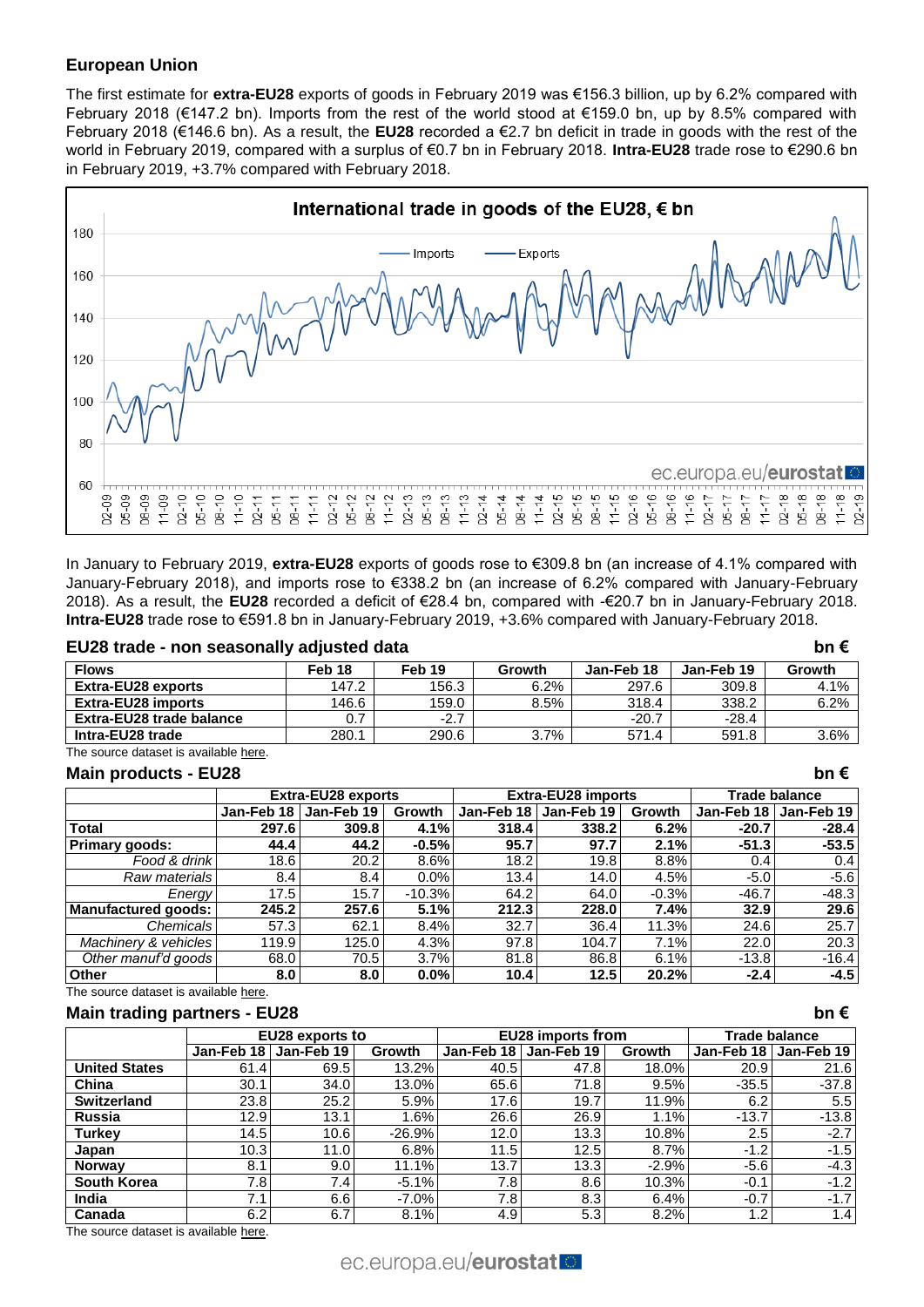## European Union

The first estimate for **extra-EU28** exports of goods in February 2019 was €156.3 billion, up by 6.2% compared with February 2018 (€147.2 bn). Imports from the rest of the world stood at €159.0 bn, up by 8.5% compared with February 2018 (€146.6 bn). As a result, the **EU28** recorded a €2.7 bn deficit in trade in goods with the rest of the world in February 2019, compared with a surplus of €0.7 bn in February 2018. **Intra-EU28** trade rose to €290.6 bn in February 2019, +3.7% compared with February 2018.

In January to February 2019, **extra-EU28** exports of goods rose to €309.8 bn (an increase of 4.1% compared with January-February 2018), and imports rose to €338.2 bn (an increase of 6.2% compared with January-February 2018). As a result, the **EU28** recorded a deficit of €28.4 bn, compared with -€20.7 bn in January-February 2018. **Intra-EU28** trade rose to €591.8 bn in January-February 2019, +3.6% compared with January-February 2018.

### EU28 trade - non seasonally adjusted data

bn €

| Flows | Feb 18 | Feb 19 | Growth | Jan-Feb 18 | Jan-Feb 19 | Growth |
|---|---|---|---|---|---|---|
| **Extra-EU28 exports** | 147.2 | 156.3 | 6.2% | 297.6 | 309.8 | 4.1% |
| **Extra-EU28 imports** | 146.6 | 159.0 | 8.5% | 318.4 | 338.2 | 6.2% |
| **Extra-EU28 trade balance** | 0.7 | -2.7 | | -20.7 | -28.4 | |
| **Intra-EU28 trade** | 280.1 | 290.6 | 3.7% | 571.4 | 591.8 | 3.6% |

The source dataset is available here.

### Main products - EU28

bn €

| | Extra-EU28 exports | | | Extra-EU28 imports | | | Trade balance | |
|---|---|---|---|---|---|---|---|---|
| | Jan-Feb 18 | Jan-Feb 19 | Growth | Jan-Feb 18 | Jan-Feb 19 | Growth | Jan-Feb 18 | Jan-Feb 19 |
| **Total** | **297.6** | **309.8** | **4.1%** | **318.4** | **338.2** | **6.2%** | **-20.7** | **-28.4** |
| **Primary goods:** | **44.4** | **44.2** | **-0.5%** | **95.7** | **97.7** | **2.1%** | **-51.3** | **-53.5** |
| *Food & drink* | 18.6 | 20.2 | 8.6% | 18.2 | 19.8 | 8.8% | 0.4 | 0.4 |
| *Raw materials* | 8.4 | 8.4 | 0.0% | 13.4 | 14.0 | 4.5% | -5.0 | -5.6 |
| *Energy* | 17.5 | 15.7 | -10.3% | 64.2 | 64.0 | -0.3% | -46.7 | -48.3 |
| **Manufactured goods:** | **245.2** | **257.6** | **5.1%** | **212.3** | **228.0** | **7.4%** | **32.9** | **29.6** |
| *Chemicals* | 57.3 | 62.1 | 8.4% | 32.7 | 36.4 | 11.3% | 24.6 | 25.7 |
| *Machinery & vehicles* | 119.9 | 125.0 | 4.3% | 97.8 | 104.7 | 7.1% | 22.0 | 20.3 |
| *Other manuf'd goods* | 68.0 | 70.5 | 3.7% | 81.8 | 86.8 | 6.1% | -13.8 | -16.4 |
| **Other** | **8.0** | **8.0** | **0.0%** | **10.4** | **12.5** | **20.2%** | **-2.4** | **-4.5** |

The source dataset is available here.

### Main trading partners - EU28

bn €

| | EU28 exports to | | | EU28 imports from | | | Trade balance | |
|---|---|---|---|---|---|---|---|---|
| | Jan-Feb 18 | Jan-Feb 19 | Growth | Jan-Feb 18 | Jan-Feb 19 | Growth | Jan-Feb 18 | Jan-Feb 19 |
| **United States** | 61.4 | 69.5 | 13.2% | 40.5 | 47.8 | 18.0% | 20.9 | 21.6 |
| **China** | 30.1 | 34.0 | 13.0% | 65.6 | 71.8 | 9.5% | -35.5 | -37.8 |
| **Switzerland** | 23.8 | 25.2 | 5.9% | 17.6 | 19.7 | 11.9% | 6.2 | 5.5 |
| **Russia** | 12.9 | 13.1 | 1.6% | 26.6 | 26.9 | 1.1% | -13.7 | -13.8 |
| **Turkey** | 14.5 | 10.6 | -26.9% | 12.0 | 13.3 | 10.8% | 2.5 | -2.7 |
| **Japan** | 10.3 | 11.0 | 6.8% | 11.5 | 12.5 | 8.7% | -1.2 | -1.5 |
| **Norway** | 8.1 | 9.0 | 11.1% | 13.7 | 13.3 | -2.9% | -5.6 | -4.3 |
| **South Korea** | 7.8 | 7.4 | -5.1% | 7.8 | 8.6 | 10.3% | -0.1 | -1.2 |
| **India** | 7.1 | 6.6 | -7.0% | 7.8 | 8.3 | 6.4% | -0.7 | -1.7 |
| **Canada** | 6.2 | 6.7 | 8.1% | 4.9 | 5.3 | 8.2% | 1.2 | 1.4 |

The source dataset is available here.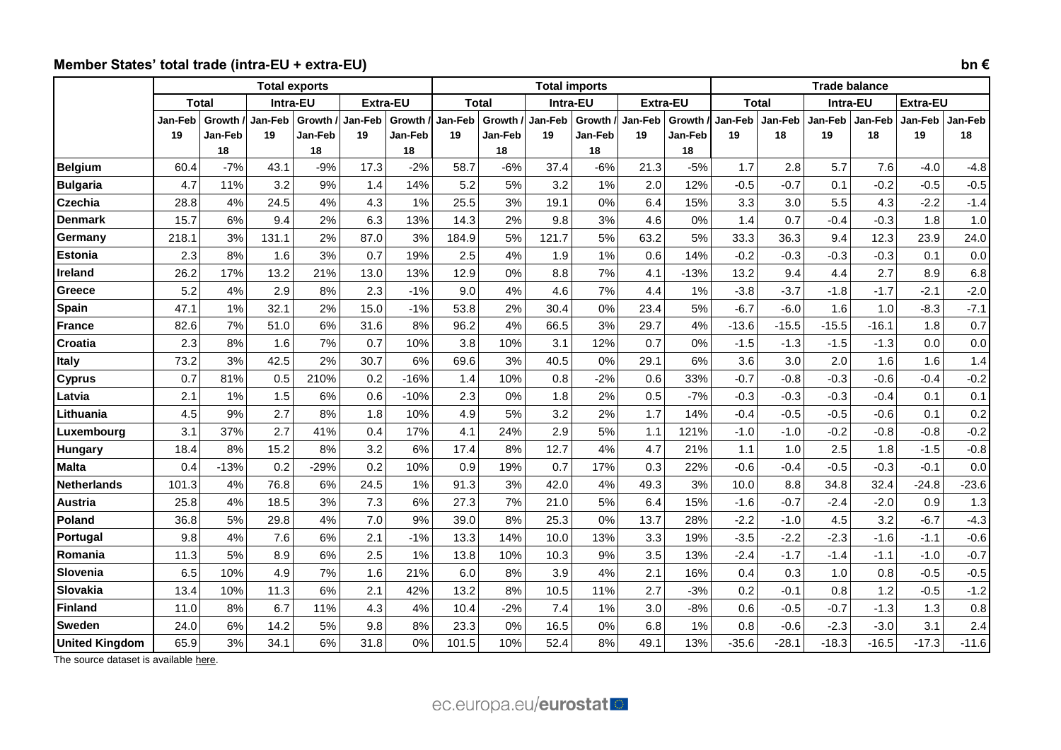## Member States' total trade (intra-EU + extra-EU)

bn €

| | Total exports | | | | | | Total imports | | | | | | Trade balance | | | | | |
|---|---|---|---|---|---|---|---|---|---|---|---|---|---|---|---|---|---|---|
| | Total | | Intra-EU | | Extra-EU | | Total | | Intra-EU | | Extra-EU | | Total | | Intra-EU | | Extra-EU | |
| | Jan-Feb 19 | Growth / Jan-Feb 18 | Jan-Feb 19 | Growth / Jan-Feb 18 | Jan-Feb 19 | Growth / Jan-Feb 18 | Jan-Feb 19 | Growth / Jan-Feb 18 | Jan-Feb 19 | Growth / Jan-Feb 18 | Jan-Feb 19 | Growth / Jan-Feb 18 | Jan-Feb 19 | Jan-Feb 18 | Jan-Feb 19 | Jan-Feb 18 | Jan-Feb 19 | Jan-Feb 18 |
| **Belgium** | 60.4 | -7% | 43.1 | -9% | 17.3 | -2% | 58.7 | -6% | 37.4 | -6% | 21.3 | -5% | 1.7 | 2.8 | 5.7 | 7.6 | -4.0 | -4.8 |
| **Bulgaria** | 4.7 | 11% | 3.2 | 9% | 1.4 | 14% | 5.2 | 5% | 3.2 | 1% | 2.0 | 12% | -0.5 | -0.7 | 0.1 | -0.2 | -0.5 | -0.5 |
| **Czechia** | 28.8 | 4% | 24.5 | 4% | 4.3 | 1% | 25.5 | 3% | 19.1 | 0% | 6.4 | 15% | 3.3 | 3.0 | 5.5 | 4.3 | -2.2 | -1.4 |
| **Denmark** | 15.7 | 6% | 9.4 | 2% | 6.3 | 13% | 14.3 | 2% | 9.8 | 3% | 4.6 | 0% | 1.4 | 0.7 | -0.4 | -0.3 | 1.8 | 1.0 |
| **Germany** | 218.1 | 3% | 131.1 | 2% | 87.0 | 3% | 184.9 | 5% | 121.7 | 5% | 63.2 | 5% | 33.3 | 36.3 | 9.4 | 12.3 | 23.9 | 24.0 |
| **Estonia** | 2.3 | 8% | 1.6 | 3% | 0.7 | 19% | 2.5 | 4% | 1.9 | 1% | 0.6 | 14% | -0.2 | -0.3 | -0.3 | -0.3 | 0.1 | 0.0 |
| **Ireland** | 26.2 | 17% | 13.2 | 21% | 13.0 | 13% | 12.9 | 0% | 8.8 | 7% | 4.1 | -13% | 13.2 | 9.4 | 4.4 | 2.7 | 8.9 | 6.8 |
| **Greece** | 5.2 | 4% | 2.9 | 8% | 2.3 | -1% | 9.0 | 4% | 4.6 | 7% | 4.4 | 1% | -3.8 | -3.7 | -1.8 | -1.7 | -2.1 | -2.0 |
| **Spain** | 47.1 | 1% | 32.1 | 2% | 15.0 | -1% | 53.8 | 2% | 30.4 | 0% | 23.4 | 5% | -6.7 | -6.0 | 1.6 | 1.0 | -8.3 | -7.1 |
| **France** | 82.6 | 7% | 51.0 | 6% | 31.6 | 8% | 96.2 | 4% | 66.5 | 3% | 29.7 | 4% | -13.6 | -15.5 | -15.5 | -16.1 | 1.8 | 0.7 |
| **Croatia** | 2.3 | 8% | 1.6 | 7% | 0.7 | 10% | 3.8 | 10% | 3.1 | 12% | 0.7 | 0% | -1.5 | -1.3 | -1.5 | -1.3 | 0.0 | 0.0 |
| **Italy** | 73.2 | 3% | 42.5 | 2% | 30.7 | 6% | 69.6 | 3% | 40.5 | 0% | 29.1 | 6% | 3.6 | 3.0 | 2.0 | 1.6 | 1.6 | 1.4 |
| **Cyprus** | 0.7 | 81% | 0.5 | 210% | 0.2 | -16% | 1.4 | 10% | 0.8 | -2% | 0.6 | 33% | -0.7 | -0.8 | -0.3 | -0.6 | -0.4 | -0.2 |
| **Latvia** | 2.1 | 1% | 1.5 | 6% | 0.6 | -10% | 2.3 | 0% | 1.8 | 2% | 0.5 | -7% | -0.3 | -0.3 | -0.3 | -0.4 | 0.1 | 0.1 |
| **Lithuania** | 4.5 | 9% | 2.7 | 8% | 1.8 | 10% | 4.9 | 5% | 3.2 | 2% | 1.7 | 14% | -0.4 | -0.5 | -0.5 | -0.6 | 0.1 | 0.2 |
| **Luxembourg** | 3.1 | 37% | 2.7 | 41% | 0.4 | 17% | 4.1 | 24% | 2.9 | 5% | 1.1 | 121% | -1.0 | -1.0 | -0.2 | -0.8 | -0.8 | -0.2 |
| **Hungary** | 18.4 | 8% | 15.2 | 8% | 3.2 | 6% | 17.4 | 8% | 12.7 | 4% | 4.7 | 21% | 1.1 | 1.0 | 2.5 | 1.8 | -1.5 | -0.8 |
| **Malta** | 0.4 | -13% | 0.2 | -29% | 0.2 | 10% | 0.9 | 19% | 0.7 | 17% | 0.3 | 22% | -0.6 | -0.4 | -0.5 | -0.3 | -0.1 | 0.0 |
| **Netherlands** | 101.3 | 4% | 76.8 | 6% | 24.5 | 1% | 91.3 | 3% | 42.0 | 4% | 49.3 | 3% | 10.0 | 8.8 | 34.8 | 32.4 | -24.8 | -23.6 |
| **Austria** | 25.8 | 4% | 18.5 | 3% | 7.3 | 6% | 27.3 | 7% | 21.0 | 5% | 6.4 | 15% | -1.6 | -0.7 | -2.4 | -2.0 | 0.9 | 1.3 |
| **Poland** | 36.8 | 5% | 29.8 | 4% | 7.0 | 9% | 39.0 | 8% | 25.3 | 0% | 13.7 | 28% | -2.2 | -1.0 | 4.5 | 3.2 | -6.7 | -4.3 |
| **Portugal** | 9.8 | 4% | 7.6 | 6% | 2.1 | -1% | 13.3 | 14% | 10.0 | 13% | 3.3 | 19% | -3.5 | -2.2 | -2.3 | -1.6 | -1.1 | -0.6 |
| **Romania** | 11.3 | 5% | 8.9 | 6% | 2.5 | 1% | 13.8 | 10% | 10.3 | 9% | 3.5 | 13% | -2.4 | -1.7 | -1.4 | -1.1 | -1.0 | -0.7 |
| **Slovenia** | 6.5 | 10% | 4.9 | 7% | 1.6 | 21% | 6.0 | 8% | 3.9 | 4% | 2.1 | 16% | 0.4 | 0.3 | 1.0 | 0.8 | -0.5 | -0.5 |
| **Slovakia** | 13.4 | 10% | 11.3 | 6% | 2.1 | 42% | 13.2 | 8% | 10.5 | 11% | 2.7 | -3% | 0.2 | -0.1 | 0.8 | 1.2 | -0.5 | -1.2 |
| **Finland** | 11.0 | 8% | 6.7 | 11% | 4.3 | 4% | 10.4 | -2% | 7.4 | 1% | 3.0 | -8% | 0.6 | -0.5 | -0.7 | -1.3 | 1.3 | 0.8 |
| **Sweden** | 24.0 | 6% | 14.2 | 5% | 9.8 | 8% | 23.3 | 0% | 16.5 | 0% | 6.8 | 1% | 0.8 | -0.6 | -2.3 | -3.0 | 3.1 | 2.4 |
| **United Kingdom** | 65.9 | 3% | 34.1 | 6% | 31.8 | 0% | 101.5 | 10% | 52.4 | 8% | 49.1 | 13% | -35.6 | -28.1 | -18.3 | -16.5 | -17.3 | -11.6 |

The source dataset is available here.

ec.europa.eu/eurostat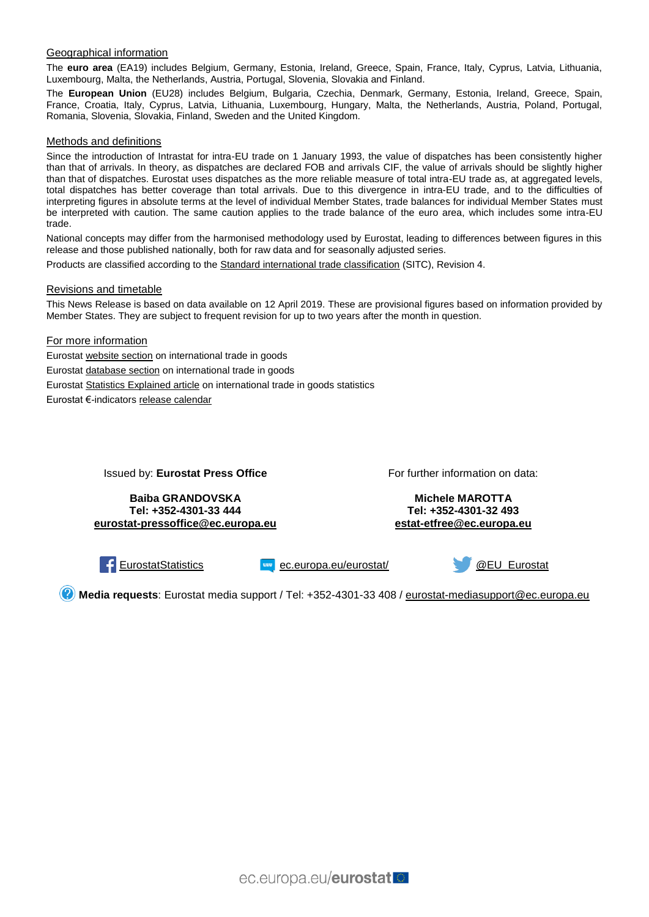## Geographical information

The **euro area** (EA19) includes Belgium, Germany, Estonia, Ireland, Greece, Spain, France, Italy, Cyprus, Latvia, Lithuania, Luxembourg, Malta, the Netherlands, Austria, Portugal, Slovenia, Slovakia and Finland.

The **European Union** (EU28) includes Belgium, Bulgaria, Czechia, Denmark, Germany, Estonia, Ireland, Greece, Spain, France, Croatia, Italy, Cyprus, Latvia, Lithuania, Luxembourg, Hungary, Malta, the Netherlands, Austria, Poland, Portugal, Romania, Slovenia, Slovakia, Finland, Sweden and the United Kingdom.

## Methods and definitions

Since the introduction of Intrastat for intra-EU trade on 1 January 1993, the value of dispatches has been consistently higher than that of arrivals. In theory, as dispatches are declared FOB and arrivals CIF, the value of arrivals should be slightly higher than that of dispatches. Eurostat uses dispatches as the more reliable measure of total intra-EU trade as, at aggregated levels, total dispatches has better coverage than total arrivals. Due to this divergence in intra-EU trade, and to the difficulties of interpreting figures in absolute terms at the level of individual Member States, trade balances for individual Member States must be interpreted with caution. The same caution applies to the trade balance of the euro area, which includes some intra-EU trade.

National concepts may differ from the harmonised methodology used by Eurostat, leading to differences between figures in this release and those published nationally, both for raw data and for seasonally adjusted series.

Products are classified according to the Standard international trade classification (SITC), Revision 4.

## Revisions and timetable

This News Release is based on data available on 12 April 2019. These are provisional figures based on information provided by Member States. They are subject to frequent revision for up to two years after the month in question.

## For more information

Eurostat website section on international trade in goods

Eurostat database section on international trade in goods

Eurostat Statistics Explained article on international trade in goods statistics

Eurostat €-indicators release calendar

Issued by: **Eurostat Press Office**

**Baiba GRANDOVSKA**
**Tel: +352-4301-33 444**
**eurostat-pressoffice@ec.europa.eu**

For further information on data:

**Michele MAROTTA**
**Tel: +352-4301-32 493**
**estat-etfree@ec.europa.eu**

EurostatStatistics

ec.europa.eu/eurostat/

@EU_Eurostat

**Media requests**: Eurostat media support / Tel: +352-4301-33 408 / eurostat-mediasupport@ec.europa.eu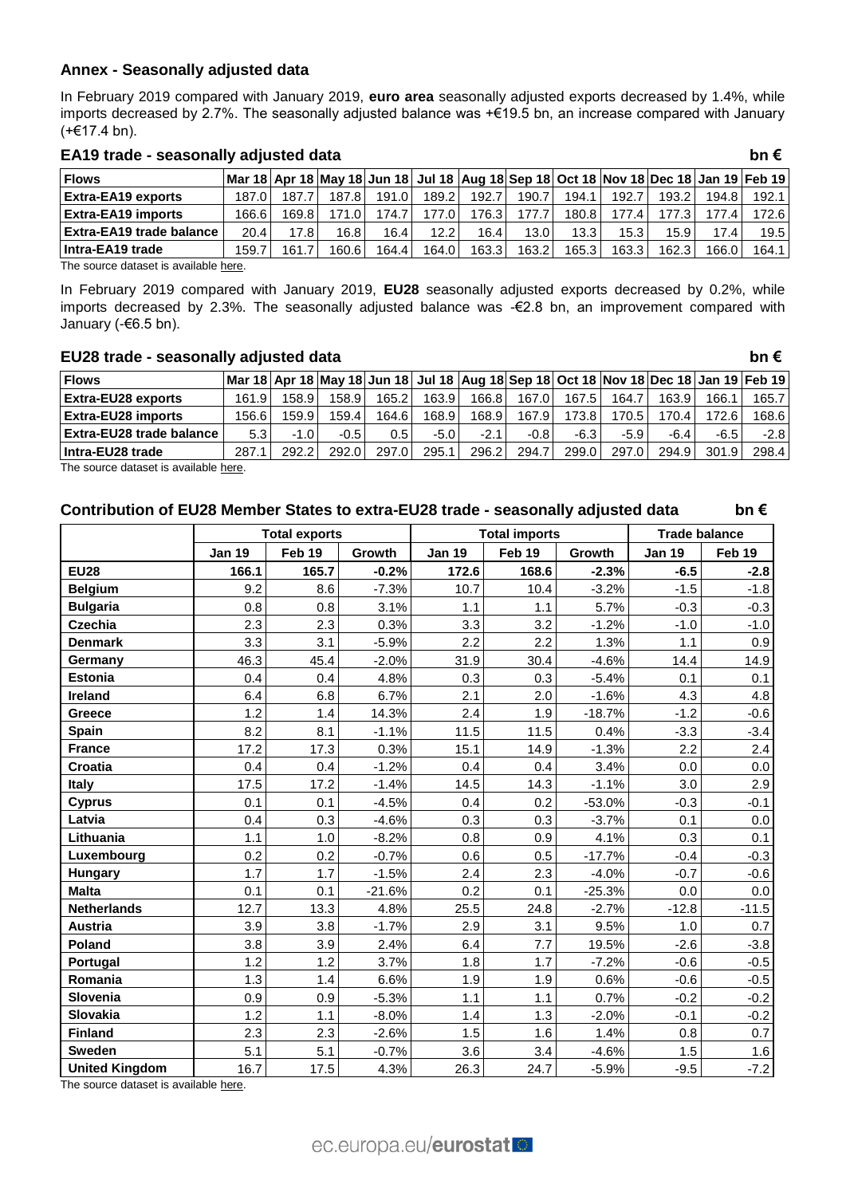## Annex - Seasonally adjusted data

In February 2019 compared with January 2019, **euro area** seasonally adjusted exports decreased by 1.4%, while imports decreased by 2.7%. The seasonally adjusted balance was +€19.5 bn, an increase compared with January (+€17.4 bn).

### EA19 trade - seasonally adjusted data

bn €

| Flows | Mar 18 | Apr 18 | May 18 | Jun 18 | Jul 18 | Aug 18 | Sep 18 | Oct 18 | Nov 18 | Dec 18 | Jan 19 | Feb 19 |
|---|---|---|---|---|---|---|---|---|---|---|---|---|
| **Extra-EA19 exports** | 187.0 | 187.7 | 187.8 | 191.0 | 189.2 | 192.7 | 190.7 | 194.1 | 192.7 | 193.2 | 194.8 | 192.1 |
| **Extra-EA19 imports** | 166.6 | 169.8 | 171.0 | 174.7 | 177.0 | 176.3 | 177.7 | 180.8 | 177.4 | 177.3 | 177.4 | 172.6 |
| **Extra-EA19 trade balance** | 20.4 | 17.8 | 16.8 | 16.4 | 12.2 | 16.4 | 13.0 | 13.3 | 15.3 | 15.9 | 17.4 | 19.5 |
| **Intra-EA19 trade** | 159.7 | 161.7 | 160.6 | 164.4 | 164.0 | 163.3 | 163.2 | 165.3 | 163.3 | 162.3 | 166.0 | 164.1 |

The source dataset is available here.

In February 2019 compared with January 2019, **EU28** seasonally adjusted exports decreased by 0.2%, while imports decreased by 2.3%. The seasonally adjusted balance was -€2.8 bn, an improvement compared with January (-€6.5 bn).

### EU28 trade - seasonally adjusted data

bn €

| Flows | Mar 18 | Apr 18 | May 18 | Jun 18 | Jul 18 | Aug 18 | Sep 18 | Oct 18 | Nov 18 | Dec 18 | Jan 19 | Feb 19 |
|---|---|---|---|---|---|---|---|---|---|---|---|---|
| **Extra-EU28 exports** | 161.9 | 158.9 | 158.9 | 165.2 | 163.9 | 166.8 | 167.0 | 167.5 | 164.7 | 163.9 | 166.1 | 165.7 |
| **Extra-EU28 imports** | 156.6 | 159.9 | 159.4 | 164.6 | 168.9 | 168.9 | 167.9 | 173.8 | 170.5 | 170.4 | 172.6 | 168.6 |
| **Extra-EU28 trade balance** | 5.3 | -1.0 | -0.5 | 0.5 | -5.0 | -2.1 | -0.8 | -6.3 | -5.9 | -6.4 | -6.5 | -2.8 |
| **Intra-EU28 trade** | 287.1 | 292.2 | 292.0 | 297.0 | 295.1 | 296.2 | 294.7 | 299.0 | 297.0 | 294.9 | 301.9 | 298.4 |

The source dataset is available here.

### Contribution of EU28 Member States to extra-EU28 trade - seasonally adjusted data

bn €

| | Total exports | | | Total imports | | | Trade balance | |
|---|---|---|---|---|---|---|---|---|
| | **Jan 19** | **Feb 19** | **Growth** | **Jan 19** | **Feb 19** | **Growth** | **Jan 19** | **Feb 19** |
| **EU28** | **166.1** | **165.7** | **-0.2%** | **172.6** | **168.6** | **-2.3%** | **-6.5** | **-2.8** |
| **Belgium** | 9.2 | 8.6 | -7.3% | 10.7 | 10.4 | -3.2% | -1.5 | -1.8 |
| **Bulgaria** | 0.8 | 0.8 | 3.1% | 1.1 | 1.1 | 5.7% | -0.3 | -0.3 |
| **Czechia** | 2.3 | 2.3 | 0.3% | 3.3 | 3.2 | -1.2% | -1.0 | -1.0 |
| **Denmark** | 3.3 | 3.1 | -5.9% | 2.2 | 2.2 | 1.3% | 1.1 | 0.9 |
| **Germany** | 46.3 | 45.4 | -2.0% | 31.9 | 30.4 | -4.6% | 14.4 | 14.9 |
| **Estonia** | 0.4 | 0.4 | 4.8% | 0.3 | 0.3 | -5.4% | 0.1 | 0.1 |
| **Ireland** | 6.4 | 6.8 | 6.7% | 2.1 | 2.0 | -1.6% | 4.3 | 4.8 |
| **Greece** | 1.2 | 1.4 | 14.3% | 2.4 | 1.9 | -18.7% | -1.2 | -0.6 |
| **Spain** | 8.2 | 8.1 | -1.1% | 11.5 | 11.5 | 0.4% | -3.3 | -3.4 |
| **France** | 17.2 | 17.3 | 0.3% | 15.1 | 14.9 | -1.3% | 2.2 | 2.4 |
| **Croatia** | 0.4 | 0.4 | -1.2% | 0.4 | 0.4 | 3.4% | 0.0 | 0.0 |
| **Italy** | 17.5 | 17.2 | -1.4% | 14.5 | 14.3 | -1.1% | 3.0 | 2.9 |
| **Cyprus** | 0.1 | 0.1 | -4.5% | 0.4 | 0.2 | -53.0% | -0.3 | -0.1 |
| **Latvia** | 0.4 | 0.3 | -4.6% | 0.3 | 0.3 | -3.7% | 0.1 | 0.0 |
| **Lithuania** | 1.1 | 1.0 | -8.2% | 0.8 | 0.9 | 4.1% | 0.3 | 0.1 |
| **Luxembourg** | 0.2 | 0.2 | -0.7% | 0.6 | 0.5 | -17.7% | -0.4 | -0.3 |
| **Hungary** | 1.7 | 1.7 | -1.5% | 2.4 | 2.3 | -4.0% | -0.7 | -0.6 |
| **Malta** | 0.1 | 0.1 | -21.6% | 0.2 | 0.1 | -25.3% | 0.0 | 0.0 |
| **Netherlands** | 12.7 | 13.3 | 4.8% | 25.5 | 24.8 | -2.7% | -12.8 | -11.5 |
| **Austria** | 3.9 | 3.8 | -1.7% | 2.9 | 3.1 | 9.5% | 1.0 | 0.7 |
| **Poland** | 3.8 | 3.9 | 2.4% | 6.4 | 7.7 | 19.5% | -2.6 | -3.8 |
| **Portugal** | 1.2 | 1.2 | 3.7% | 1.8 | 1.7 | -7.2% | -0.6 | -0.5 |
| **Romania** | 1.3 | 1.4 | 6.6% | 1.9 | 1.9 | 0.6% | -0.6 | -0.5 |
| **Slovenia** | 0.9 | 0.9 | -5.3% | 1.1 | 1.1 | 0.7% | -0.2 | -0.2 |
| **Slovakia** | 1.2 | 1.1 | -8.0% | 1.4 | 1.3 | -2.0% | -0.1 | -0.2 |
| **Finland** | 2.3 | 2.3 | -2.6% | 1.5 | 1.6 | 1.4% | 0.8 | 0.7 |
| **Sweden** | 5.1 | 5.1 | -0.7% | 3.6 | 3.4 | -4.6% | 1.5 | 1.6 |
| **United Kingdom** | 16.7 | 17.5 | 4.3% | 26.3 | 24.7 | -5.9% | -9.5 | -7.2 |

The source dataset is available here.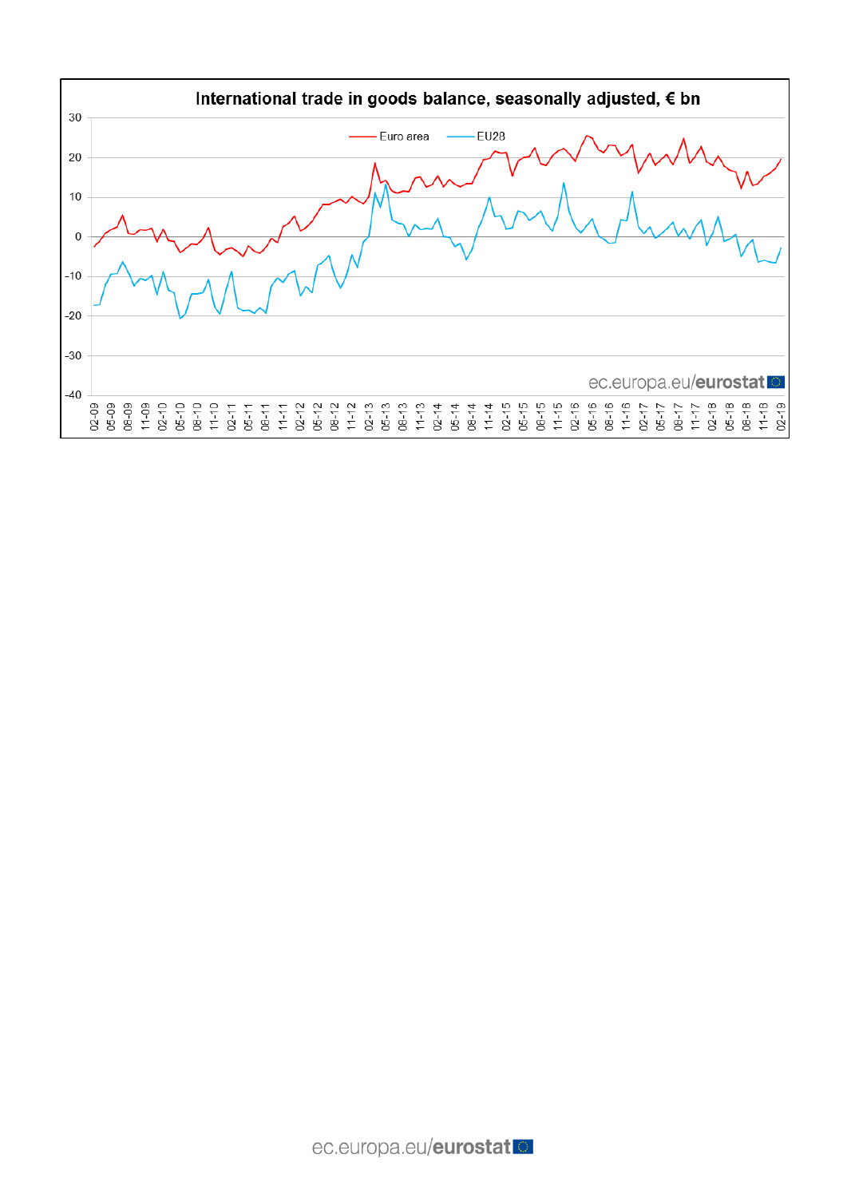International trade in goods balance, seasonally adjusted, € bn

Euro area
EU28

30
20
10
0
-10
-20
-30
-40

02-09
05-09
08-09
11-09
02-10
05-10
08-10
11-10
02-11
05-11
08-11
11-11
02-12
05-12
08-12
11-12
02-13
05-13
08-13
11-13
02-14
05-14
08-14
11-14
02-15
05-15
08-15
11-15
02-16
05-16
08-16
11-16
02-17
05-17
08-17
11-17
02-18
05-18
08-18
11-18
02-19

ec.europa.eu/eurostat